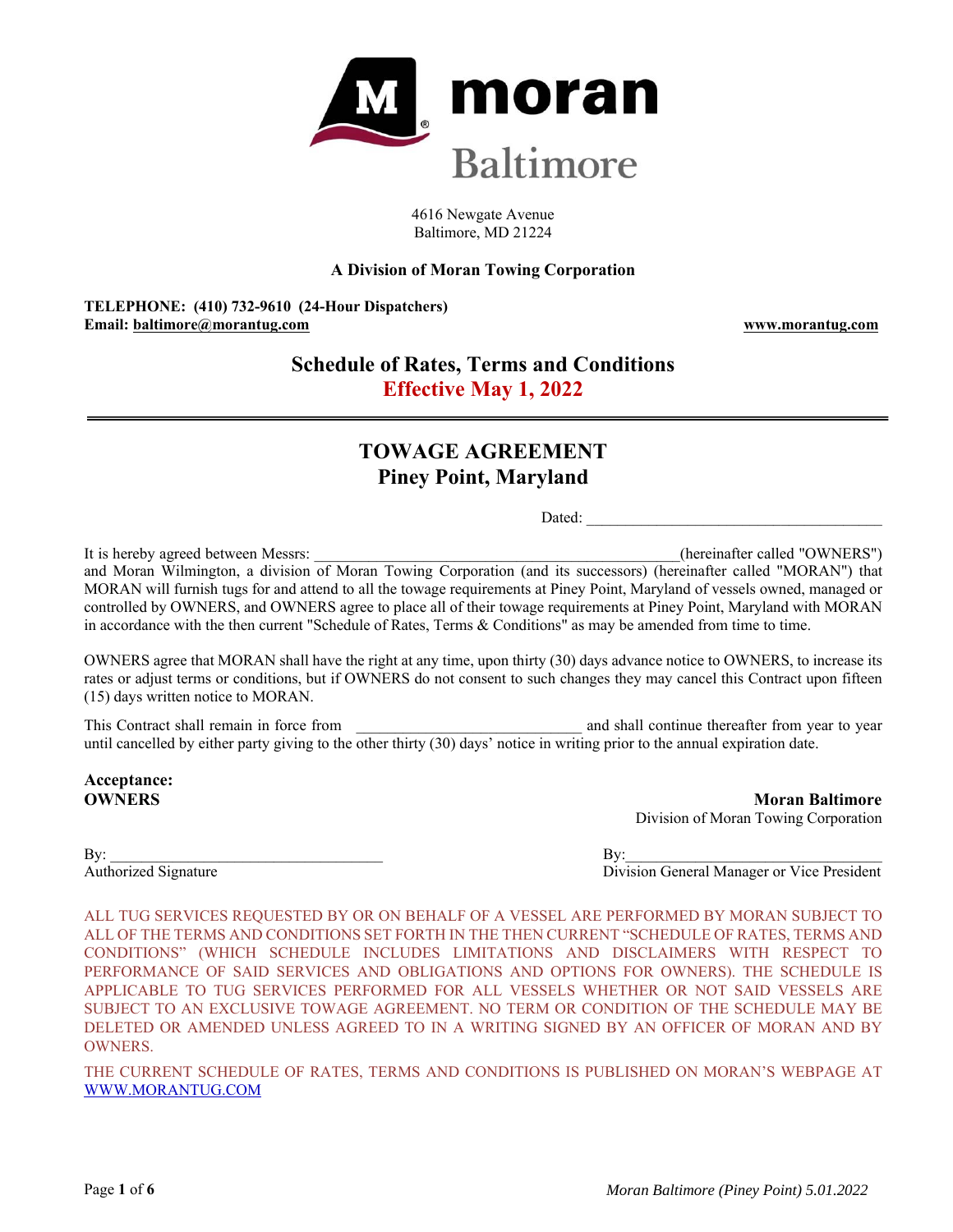**moran**

**Baltimore**

4616 Newgate Avenue
Baltimore, MD 21224

**A Division of Moran Towing Corporation**

**TELEPHONE: (410) 732-9610 (24-Hour Dispatchers)**
**Email: baltimore@morantug.com** **www.morantug.com**

## Schedule of Rates, Terms and Conditions
## Effective May 1, 2022

---

# TOWAGE AGREEMENT
# Piney Point, Maryland

Dated: ______________________________________

It is hereby agreed between Messrs: _______________________________________________(hereinafter called "OWNERS") and Moran Wilmington, a division of Moran Towing Corporation (and its successors) (hereinafter called "MORAN") that MORAN will furnish tugs for and attend to all the towage requirements at Piney Point, Maryland of vessels owned, managed or controlled by OWNERS, and OWNERS agree to place all of their towage requirements at Piney Point, Maryland with MORAN in accordance with the then current "Schedule of Rates, Terms & Conditions" as may be amended from time to time.

OWNERS agree that MORAN shall have the right at any time, upon thirty (30) days advance notice to OWNERS, to increase its rates or adjust terms or conditions, but if OWNERS do not consent to such changes they may cancel this Contract upon fifteen (15) days written notice to MORAN.

This Contract shall remain in force from _____________________________ and shall continue thereafter from year to year until cancelled by either party giving to the other thirty (30) days' notice in writing prior to the annual expiration date.

**Acceptance:**

**OWNERS**

By: ___________________________________
Authorized Signature

**Moran Baltimore**
Division of Moran Towing Corporation

By:_________________________________
Division General Manager or Vice President

ALL TUG SERVICES REQUESTED BY OR ON BEHALF OF A VESSEL ARE PERFORMED BY MORAN SUBJECT TO ALL OF THE TERMS AND CONDITIONS SET FORTH IN THE THEN CURRENT "SCHEDULE OF RATES, TERMS AND CONDITIONS" (WHICH SCHEDULE INCLUDES LIMITATIONS AND DISCLAIMERS WITH RESPECT TO PERFORMANCE OF SAID SERVICES AND OBLIGATIONS AND OPTIONS FOR OWNERS). THE SCHEDULE IS APPLICABLE TO TUG SERVICES PERFORMED FOR ALL VESSELS WHETHER OR NOT SAID VESSELS ARE SUBJECT TO AN EXCLUSIVE TOWAGE AGREEMENT. NO TERM OR CONDITION OF THE SCHEDULE MAY BE DELETED OR AMENDED UNLESS AGREED TO IN A WRITING SIGNED BY AN OFFICER OF MORAN AND BY OWNERS.

THE CURRENT SCHEDULE OF RATES, TERMS AND CONDITIONS IS PUBLISHED ON MORAN'S WEBPAGE AT WWW.MORANTUG.COM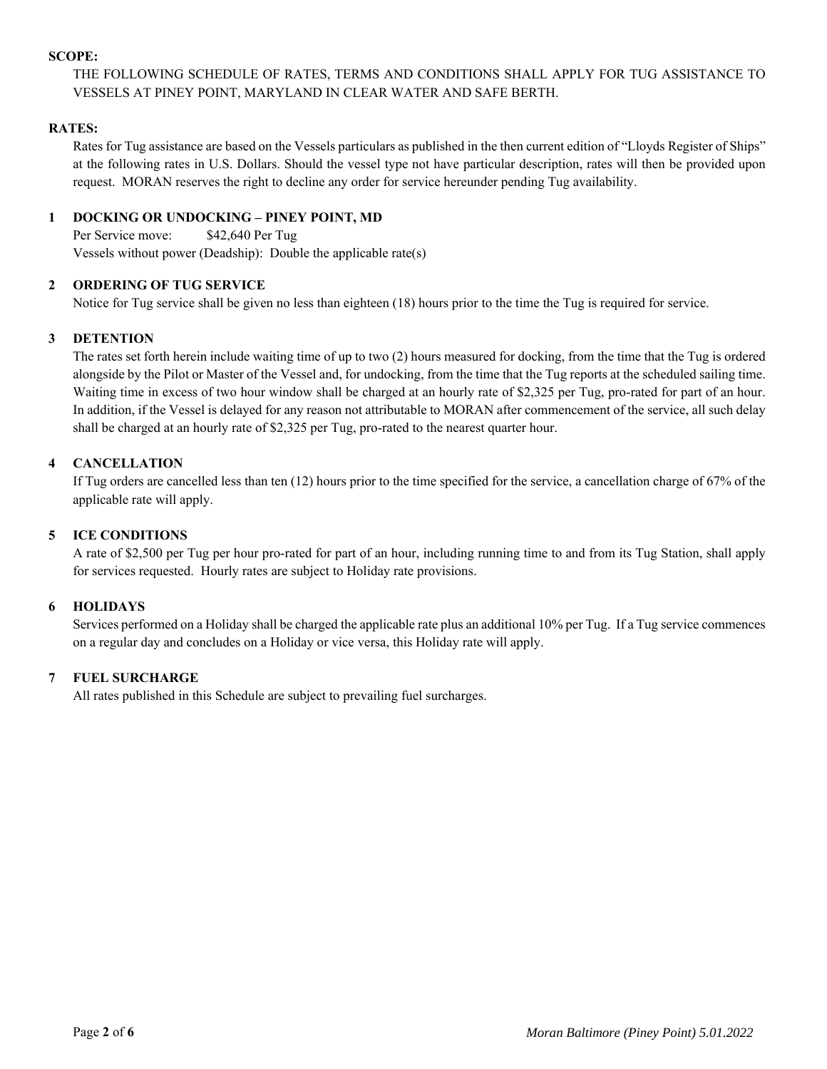**SCOPE:**

THE FOLLOWING SCHEDULE OF RATES, TERMS AND CONDITIONS SHALL APPLY FOR TUG ASSISTANCE TO VESSELS AT PINEY POINT, MARYLAND IN CLEAR WATER AND SAFE BERTH.

**RATES:**

Rates for Tug assistance are based on the Vessels particulars as published in the then current edition of "Lloyds Register of Ships" at the following rates in U.S. Dollars. Should the vessel type not have particular description, rates will then be provided upon request. MORAN reserves the right to decline any order for service hereunder pending Tug availability.

**1 DOCKING OR UNDOCKING – PINEY POINT, MD**

Per Service move: $42,640 Per Tug

Vessels without power (Deadship): Double the applicable rate(s)

**2 ORDERING OF TUG SERVICE**

Notice for Tug service shall be given no less than eighteen (18) hours prior to the time the Tug is required for service.

**3 DETENTION**

The rates set forth herein include waiting time of up to two (2) hours measured for docking, from the time that the Tug is ordered alongside by the Pilot or Master of the Vessel and, for undocking, from the time that the Tug reports at the scheduled sailing time. Waiting time in excess of two hour window shall be charged at an hourly rate of $2,325 per Tug, pro-rated for part of an hour. In addition, if the Vessel is delayed for any reason not attributable to MORAN after commencement of the service, all such delay shall be charged at an hourly rate of $2,325 per Tug, pro-rated to the nearest quarter hour.

**4 CANCELLATION**

If Tug orders are cancelled less than ten (12) hours prior to the time specified for the service, a cancellation charge of 67% of the applicable rate will apply.

**5 ICE CONDITIONS**

A rate of $2,500 per Tug per hour pro-rated for part of an hour, including running time to and from its Tug Station, shall apply for services requested. Hourly rates are subject to Holiday rate provisions.

**6 HOLIDAYS**

Services performed on a Holiday shall be charged the applicable rate plus an additional 10% per Tug. If a Tug service commences on a regular day and concludes on a Holiday or vice versa, this Holiday rate will apply.

**7 FUEL SURCHARGE**

All rates published in this Schedule are subject to prevailing fuel surcharges.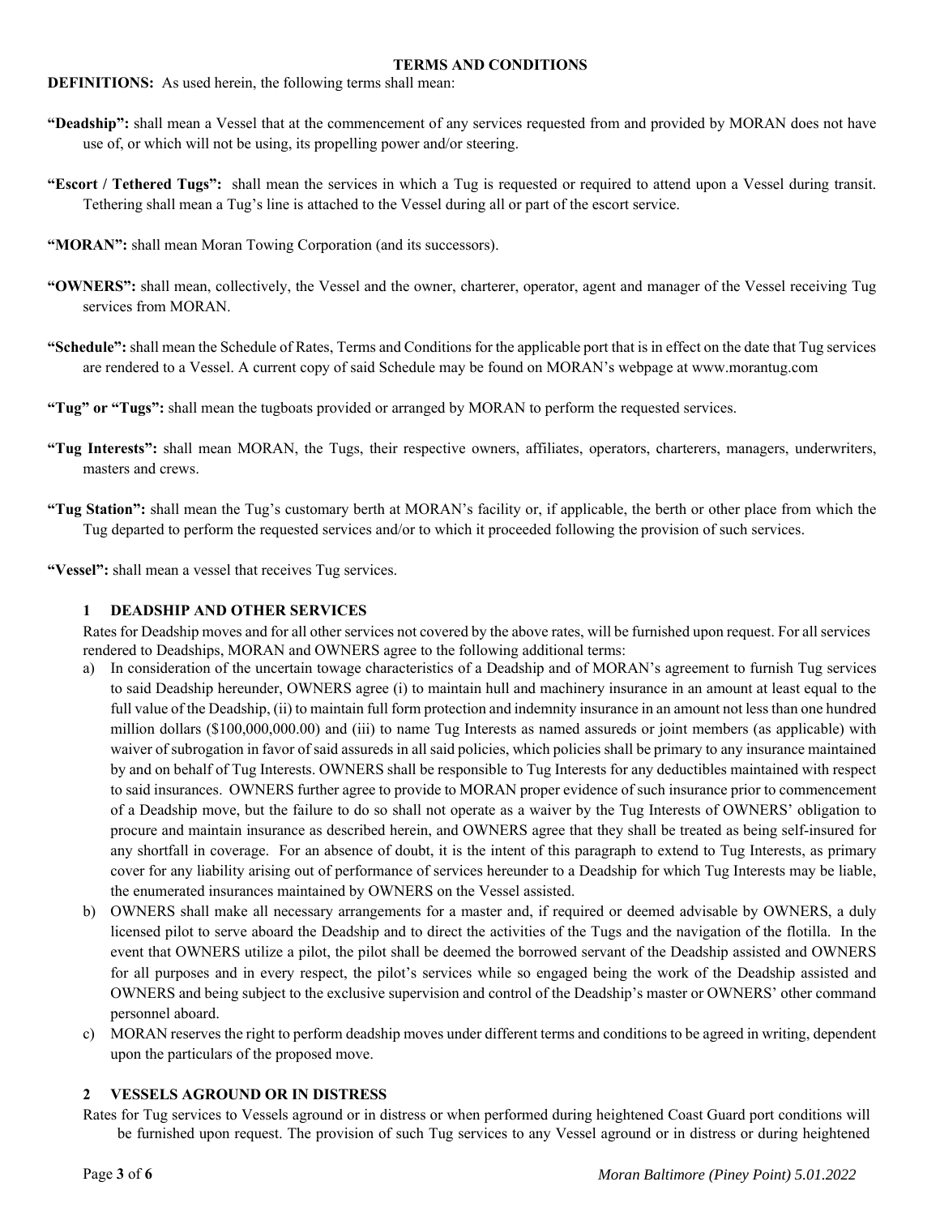# TERMS AND CONDITIONS

**DEFINITIONS:** As used herein, the following terms shall mean:

**"Deadship":** shall mean a Vessel that at the commencement of any services requested from and provided by MORAN does not have use of, or which will not be using, its propelling power and/or steering.

**"Escort / Tethered Tugs":** shall mean the services in which a Tug is requested or required to attend upon a Vessel during transit. Tethering shall mean a Tug's line is attached to the Vessel during all or part of the escort service.

**"MORAN":** shall mean Moran Towing Corporation (and its successors).

**"OWNERS":** shall mean, collectively, the Vessel and the owner, charterer, operator, agent and manager of the Vessel receiving Tug services from MORAN.

**"Schedule":** shall mean the Schedule of Rates, Terms and Conditions for the applicable port that is in effect on the date that Tug services are rendered to a Vessel. A current copy of said Schedule may be found on MORAN's webpage at www.morantug.com

**"Tug" or "Tugs":** shall mean the tugboats provided or arranged by MORAN to perform the requested services.

**"Tug Interests":** shall mean MORAN, the Tugs, their respective owners, affiliates, operators, charterers, managers, underwriters, masters and crews.

**"Tug Station":** shall mean the Tug's customary berth at MORAN's facility or, if applicable, the berth or other place from which the Tug departed to perform the requested services and/or to which it proceeded following the provision of such services.

**"Vessel":** shall mean a vessel that receives Tug services.

## 1 DEADSHIP AND OTHER SERVICES

Rates for Deadship moves and for all other services not covered by the above rates, will be furnished upon request. For all services rendered to Deadships, MORAN and OWNERS agree to the following additional terms:

a) In consideration of the uncertain towage characteristics of a Deadship and of MORAN's agreement to furnish Tug services to said Deadship hereunder, OWNERS agree (i) to maintain hull and machinery insurance in an amount at least equal to the full value of the Deadship, (ii) to maintain full form protection and indemnity insurance in an amount not less than one hundred million dollars ($100,000,000.00) and (iii) to name Tug Interests as named assureds or joint members (as applicable) with waiver of subrogation in favor of said assureds in all said policies, which policies shall be primary to any insurance maintained by and on behalf of Tug Interests. OWNERS shall be responsible to Tug Interests for any deductibles maintained with respect to said insurances. OWNERS further agree to provide to MORAN proper evidence of such insurance prior to commencement of a Deadship move, but the failure to do so shall not operate as a waiver by the Tug Interests of OWNERS' obligation to procure and maintain insurance as described herein, and OWNERS agree that they shall be treated as being self-insured for any shortfall in coverage. For an absence of doubt, it is the intent of this paragraph to extend to Tug Interests, as primary cover for any liability arising out of performance of services hereunder to a Deadship for which Tug Interests may be liable, the enumerated insurances maintained by OWNERS on the Vessel assisted.

b) OWNERS shall make all necessary arrangements for a master and, if required or deemed advisable by OWNERS, a duly licensed pilot to serve aboard the Deadship and to direct the activities of the Tugs and the navigation of the flotilla. In the event that OWNERS utilize a pilot, the pilot shall be deemed the borrowed servant of the Deadship assisted and OWNERS for all purposes and in every respect, the pilot's services while so engaged being the work of the Deadship assisted and OWNERS and being subject to the exclusive supervision and control of the Deadship's master or OWNERS' other command personnel aboard.

c) MORAN reserves the right to perform deadship moves under different terms and conditions to be agreed in writing, dependent upon the particulars of the proposed move.

## 2 VESSELS AGROUND OR IN DISTRESS

Rates for Tug services to Vessels aground or in distress or when performed during heightened Coast Guard port conditions will be furnished upon request. The provision of such Tug services to any Vessel aground or in distress or during heightened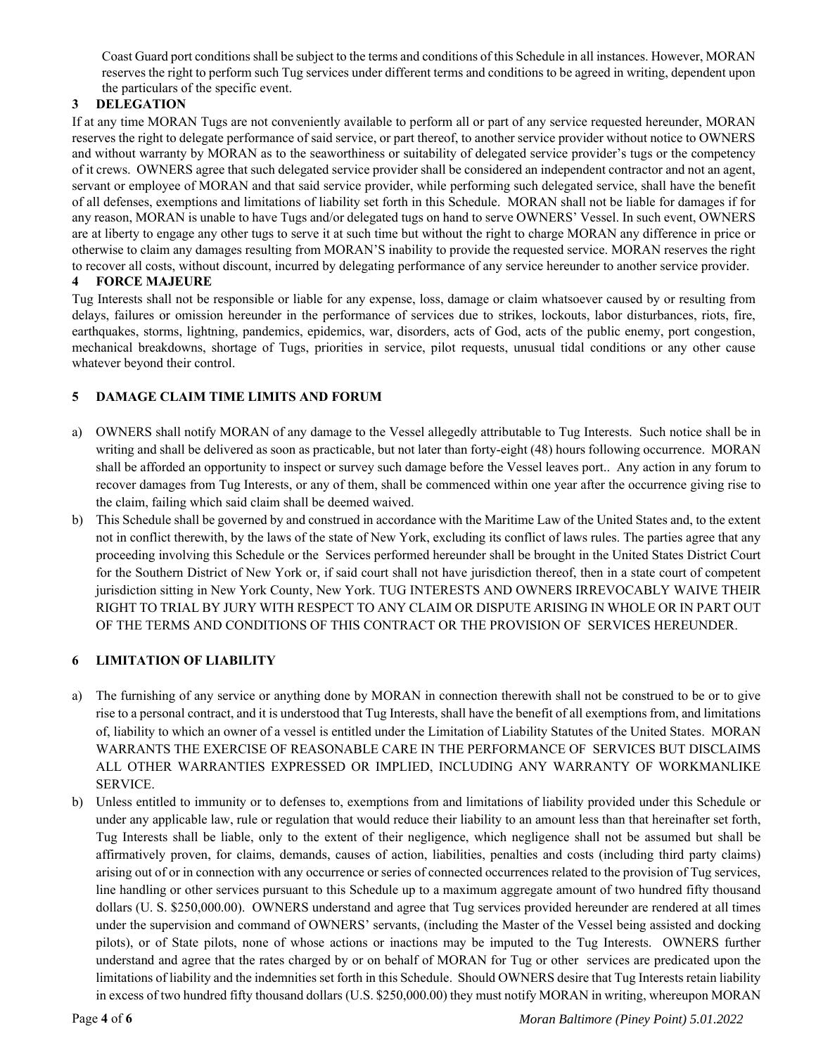Coast Guard port conditions shall be subject to the terms and conditions of this Schedule in all instances. However, MORAN reserves the right to perform such Tug services under different terms and conditions to be agreed in writing, dependent upon the particulars of the specific event.

## 3 DELEGATION

If at any time MORAN Tugs are not conveniently available to perform all or part of any service requested hereunder, MORAN reserves the right to delegate performance of said service, or part thereof, to another service provider without notice to OWNERS and without warranty by MORAN as to the seaworthiness or suitability of delegated service provider's tugs or the competency of it crews. OWNERS agree that such delegated service provider shall be considered an independent contractor and not an agent, servant or employee of MORAN and that said service provider, while performing such delegated service, shall have the benefit of all defenses, exemptions and limitations of liability set forth in this Schedule. MORAN shall not be liable for damages if for any reason, MORAN is unable to have Tugs and/or delegated tugs on hand to serve OWNERS' Vessel. In such event, OWNERS are at liberty to engage any other tugs to serve it at such time but without the right to charge MORAN any difference in price or otherwise to claim any damages resulting from MORAN'S inability to provide the requested service. MORAN reserves the right to recover all costs, without discount, incurred by delegating performance of any service hereunder to another service provider.

## 4 FORCE MAJEURE

Tug Interests shall not be responsible or liable for any expense, loss, damage or claim whatsoever caused by or resulting from delays, failures or omission hereunder in the performance of services due to strikes, lockouts, labor disturbances, riots, fire, earthquakes, storms, lightning, pandemics, epidemics, war, disorders, acts of God, acts of the public enemy, port congestion, mechanical breakdowns, shortage of Tugs, priorities in service, pilot requests, unusual tidal conditions or any other cause whatever beyond their control.

## 5 DAMAGE CLAIM TIME LIMITS AND FORUM

a) OWNERS shall notify MORAN of any damage to the Vessel allegedly attributable to Tug Interests. Such notice shall be in writing and shall be delivered as soon as practicable, but not later than forty-eight (48) hours following occurrence. MORAN shall be afforded an opportunity to inspect or survey such damage before the Vessel leaves port.. Any action in any forum to recover damages from Tug Interests, or any of them, shall be commenced within one year after the occurrence giving rise to the claim, failing which said claim shall be deemed waived.

b) This Schedule shall be governed by and construed in accordance with the Maritime Law of the United States and, to the extent not in conflict therewith, by the laws of the state of New York, excluding its conflict of laws rules. The parties agree that any proceeding involving this Schedule or the Services performed hereunder shall be brought in the United States District Court for the Southern District of New York or, if said court shall not have jurisdiction thereof, then in a state court of competent jurisdiction sitting in New York County, New York. TUG INTERESTS AND OWNERS IRREVOCABLY WAIVE THEIR RIGHT TO TRIAL BY JURY WITH RESPECT TO ANY CLAIM OR DISPUTE ARISING IN WHOLE OR IN PART OUT OF THE TERMS AND CONDITIONS OF THIS CONTRACT OR THE PROVISION OF SERVICES HEREUNDER.

## 6 LIMITATION OF LIABILITY

a) The furnishing of any service or anything done by MORAN in connection therewith shall not be construed to be or to give rise to a personal contract, and it is understood that Tug Interests, shall have the benefit of all exemptions from, and limitations of, liability to which an owner of a vessel is entitled under the Limitation of Liability Statutes of the United States. MORAN WARRANTS THE EXERCISE OF REASONABLE CARE IN THE PERFORMANCE OF SERVICES BUT DISCLAIMS ALL OTHER WARRANTIES EXPRESSED OR IMPLIED, INCLUDING ANY WARRANTY OF WORKMANLIKE SERVICE.

b) Unless entitled to immunity or to defenses to, exemptions from and limitations of liability provided under this Schedule or under any applicable law, rule or regulation that would reduce their liability to an amount less than that hereinafter set forth, Tug Interests shall be liable, only to the extent of their negligence, which negligence shall not be assumed but shall be affirmatively proven, for claims, demands, causes of action, liabilities, penalties and costs (including third party claims) arising out of or in connection with any occurrence or series of connected occurrences related to the provision of Tug services, line handling or other services pursuant to this Schedule up to a maximum aggregate amount of two hundred fifty thousand dollars (U. S. $250,000.00). OWNERS understand and agree that Tug services provided hereunder are rendered at all times under the supervision and command of OWNERS' servants, (including the Master of the Vessel being assisted and docking pilots), or of State pilots, none of whose actions or inactions may be imputed to the Tug Interests. OWNERS further understand and agree that the rates charged by or on behalf of MORAN for Tug or other services are predicated upon the limitations of liability and the indemnities set forth in this Schedule. Should OWNERS desire that Tug Interests retain liability in excess of two hundred fifty thousand dollars (U.S. $250,000.00) they must notify MORAN in writing, whereupon MORAN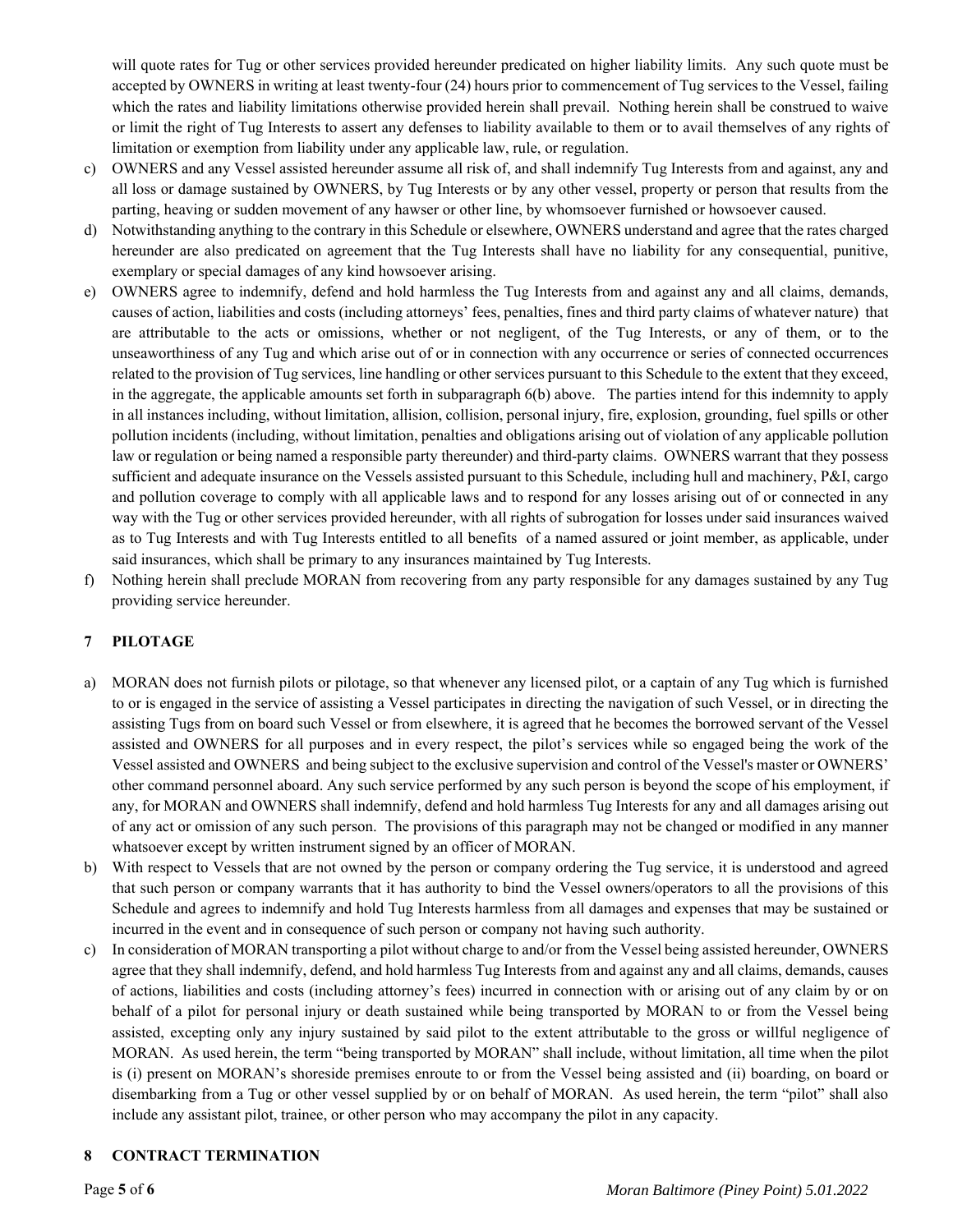will quote rates for Tug or other services provided hereunder predicated on higher liability limits. Any such quote must be accepted by OWNERS in writing at least twenty-four (24) hours prior to commencement of Tug services to the Vessel, failing which the rates and liability limitations otherwise provided herein shall prevail. Nothing herein shall be construed to waive or limit the right of Tug Interests to assert any defenses to liability available to them or to avail themselves of any rights of limitation or exemption from liability under any applicable law, rule, or regulation.

c) OWNERS and any Vessel assisted hereunder assume all risk of, and shall indemnify Tug Interests from and against, any and all loss or damage sustained by OWNERS, by Tug Interests or by any other vessel, property or person that results from the parting, heaving or sudden movement of any hawser or other line, by whomsoever furnished or howsoever caused.

d) Notwithstanding anything to the contrary in this Schedule or elsewhere, OWNERS understand and agree that the rates charged hereunder are also predicated on agreement that the Tug Interests shall have no liability for any consequential, punitive, exemplary or special damages of any kind howsoever arising.

e) OWNERS agree to indemnify, defend and hold harmless the Tug Interests from and against any and all claims, demands, causes of action, liabilities and costs (including attorneys' fees, penalties, fines and third party claims of whatever nature) that are attributable to the acts or omissions, whether or not negligent, of the Tug Interests, or any of them, or to the unseaworthiness of any Tug and which arise out of or in connection with any occurrence or series of connected occurrences related to the provision of Tug services, line handling or other services pursuant to this Schedule to the extent that they exceed, in the aggregate, the applicable amounts set forth in subparagraph 6(b) above. The parties intend for this indemnity to apply in all instances including, without limitation, allision, collision, personal injury, fire, explosion, grounding, fuel spills or other pollution incidents (including, without limitation, penalties and obligations arising out of violation of any applicable pollution law or regulation or being named a responsible party thereunder) and third-party claims. OWNERS warrant that they possess sufficient and adequate insurance on the Vessels assisted pursuant to this Schedule, including hull and machinery, P&I, cargo and pollution coverage to comply with all applicable laws and to respond for any losses arising out of or connected in any way with the Tug or other services provided hereunder, with all rights of subrogation for losses under said insurances waived as to Tug Interests and with Tug Interests entitled to all benefits of a named assured or joint member, as applicable, under said insurances, which shall be primary to any insurances maintained by Tug Interests.

f) Nothing herein shall preclude MORAN from recovering from any party responsible for any damages sustained by any Tug providing service hereunder.

## 7 PILOTAGE

a) MORAN does not furnish pilots or pilotage, so that whenever any licensed pilot, or a captain of any Tug which is furnished to or is engaged in the service of assisting a Vessel participates in directing the navigation of such Vessel, or in directing the assisting Tugs from on board such Vessel or from elsewhere, it is agreed that he becomes the borrowed servant of the Vessel assisted and OWNERS for all purposes and in every respect, the pilot's services while so engaged being the work of the Vessel assisted and OWNERS and being subject to the exclusive supervision and control of the Vessel's master or OWNERS' other command personnel aboard. Any such service performed by any such person is beyond the scope of his employment, if any, for MORAN and OWNERS shall indemnify, defend and hold harmless Tug Interests for any and all damages arising out of any act or omission of any such person. The provisions of this paragraph may not be changed or modified in any manner whatsoever except by written instrument signed by an officer of MORAN.

b) With respect to Vessels that are not owned by the person or company ordering the Tug service, it is understood and agreed that such person or company warrants that it has authority to bind the Vessel owners/operators to all the provisions of this Schedule and agrees to indemnify and hold Tug Interests harmless from all damages and expenses that may be sustained or incurred in the event and in consequence of such person or company not having such authority.

c) In consideration of MORAN transporting a pilot without charge to and/or from the Vessel being assisted hereunder, OWNERS agree that they shall indemnify, defend, and hold harmless Tug Interests from and against any and all claims, demands, causes of actions, liabilities and costs (including attorney's fees) incurred in connection with or arising out of any claim by or on behalf of a pilot for personal injury or death sustained while being transported by MORAN to or from the Vessel being assisted, excepting only any injury sustained by said pilot to the extent attributable to the gross or willful negligence of MORAN. As used herein, the term "being transported by MORAN" shall include, without limitation, all time when the pilot is (i) present on MORAN's shoreside premises enroute to or from the Vessel being assisted and (ii) boarding, on board or disembarking from a Tug or other vessel supplied by or on behalf of MORAN. As used herein, the term "pilot" shall also include any assistant pilot, trainee, or other person who may accompany the pilot in any capacity.

## 8 CONTRACT TERMINATION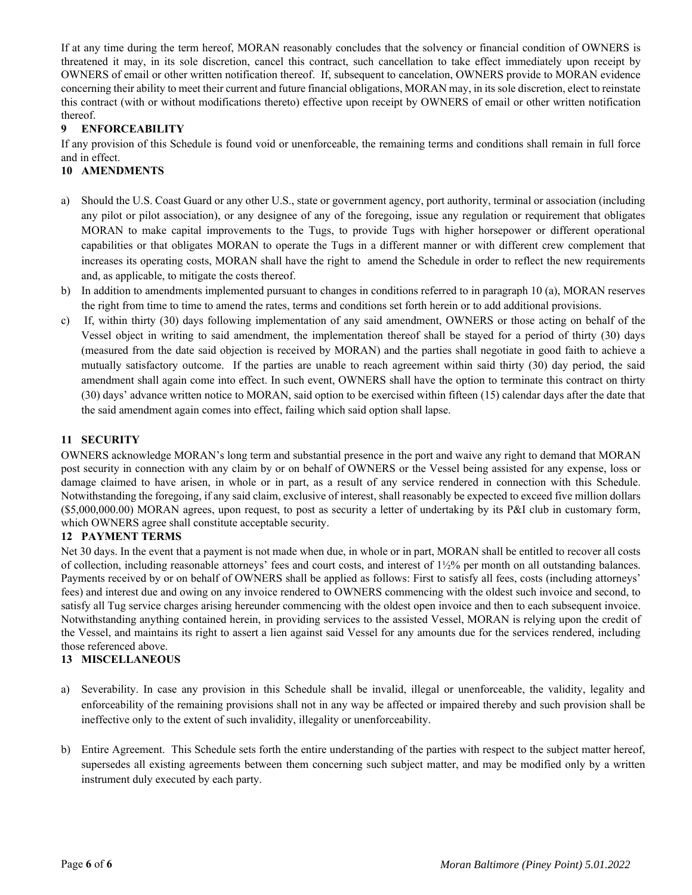If at any time during the term hereof, MORAN reasonably concludes that the solvency or financial condition of OWNERS is threatened it may, in its sole discretion, cancel this contract, such cancellation to take effect immediately upon receipt by OWNERS of email or other written notification thereof. If, subsequent to cancelation, OWNERS provide to MORAN evidence concerning their ability to meet their current and future financial obligations, MORAN may, in its sole discretion, elect to reinstate this contract (with or without modifications thereto) effective upon receipt by OWNERS of email or other written notification thereof.

**9 ENFORCEABILITY**

If any provision of this Schedule is found void or unenforceable, the remaining terms and conditions shall remain in full force and in effect.

**10 AMENDMENTS**

a) Should the U.S. Coast Guard or any other U.S., state or government agency, port authority, terminal or association (including any pilot or pilot association), or any designee of any of the foregoing, issue any regulation or requirement that obligates MORAN to make capital improvements to the Tugs, to provide Tugs with higher horsepower or different operational capabilities or that obligates MORAN to operate the Tugs in a different manner or with different crew complement that increases its operating costs, MORAN shall have the right to amend the Schedule in order to reflect the new requirements and, as applicable, to mitigate the costs thereof.

b) In addition to amendments implemented pursuant to changes in conditions referred to in paragraph 10 (a), MORAN reserves the right from time to time to amend the rates, terms and conditions set forth herein or to add additional provisions.

c) If, within thirty (30) days following implementation of any said amendment, OWNERS or those acting on behalf of the Vessel object in writing to said amendment, the implementation thereof shall be stayed for a period of thirty (30) days (measured from the date said objection is received by MORAN) and the parties shall negotiate in good faith to achieve a mutually satisfactory outcome. If the parties are unable to reach agreement within said thirty (30) day period, the said amendment shall again come into effect. In such event, OWNERS shall have the option to terminate this contract on thirty (30) days' advance written notice to MORAN, said option to be exercised within fifteen (15) calendar days after the date that the said amendment again comes into effect, failing which said option shall lapse.

**11 SECURITY**

OWNERS acknowledge MORAN's long term and substantial presence in the port and waive any right to demand that MORAN post security in connection with any claim by or on behalf of OWNERS or the Vessel being assisted for any expense, loss or damage claimed to have arisen, in whole or in part, as a result of any service rendered in connection with this Schedule. Notwithstanding the foregoing, if any said claim, exclusive of interest, shall reasonably be expected to exceed five million dollars ($5,000,000.00) MORAN agrees, upon request, to post as security a letter of undertaking by its P&I club in customary form, which OWNERS agree shall constitute acceptable security.

**12 PAYMENT TERMS**

Net 30 days. In the event that a payment is not made when due, in whole or in part, MORAN shall be entitled to recover all costs of collection, including reasonable attorneys' fees and court costs, and interest of 1½% per month on all outstanding balances. Payments received by or on behalf of OWNERS shall be applied as follows: First to satisfy all fees, costs (including attorneys' fees) and interest due and owing on any invoice rendered to OWNERS commencing with the oldest such invoice and second, to satisfy all Tug service charges arising hereunder commencing with the oldest open invoice and then to each subsequent invoice. Notwithstanding anything contained herein, in providing services to the assisted Vessel, MORAN is relying upon the credit of the Vessel, and maintains its right to assert a lien against said Vessel for any amounts due for the services rendered, including those referenced above.

**13 MISCELLANEOUS**

a) Severability. In case any provision in this Schedule shall be invalid, illegal or unenforceable, the validity, legality and enforceability of the remaining provisions shall not in any way be affected or impaired thereby and such provision shall be ineffective only to the extent of such invalidity, illegality or unenforceability.

b) Entire Agreement. This Schedule sets forth the entire understanding of the parties with respect to the subject matter hereof, supersedes all existing agreements between them concerning such subject matter, and may be modified only by a written instrument duly executed by each party.